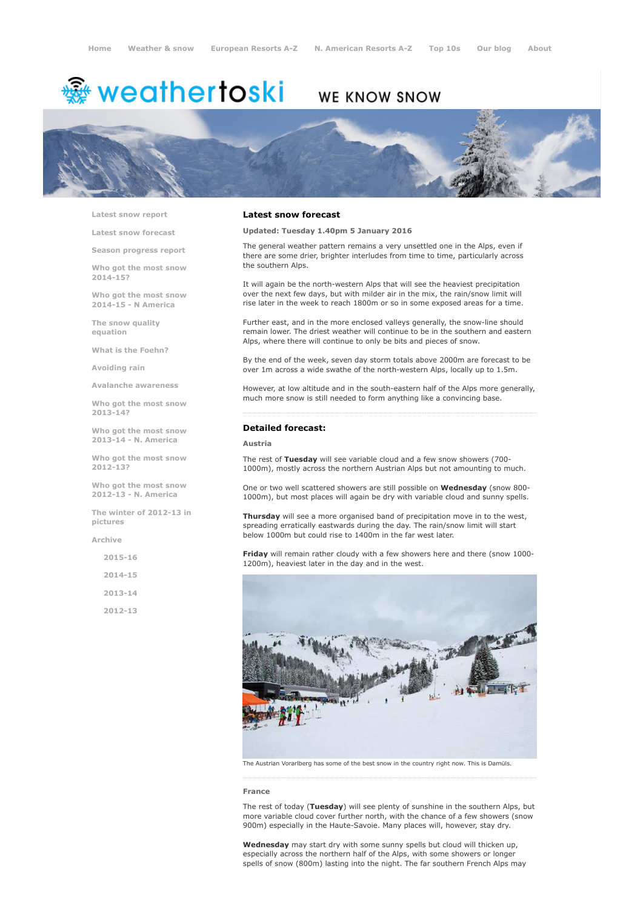Home | Weather & snow | European Resorts A-Z | N. American Resorts A-Z | Top 10s | Our blog | About

# weathertoski

WE KNOW SNOW

- Latest snow report
- Latest snow forecast
- Season progress report
- Who got the most snow 2014-15?
- Who got the most snow 2014-15 - N America
- The snow quality equation
- What is the Foehn?
- Avoiding rain
- Avalanche awareness
- Who got the most snow 2013-14?
- Who got the most snow 2013-14 - N. America
- Who got the most snow 2012-13?
- Who got the most snow 2012-13 - N. America
- The winter of 2012-13 in pictures
- Archive
  - 2015-16
  - 2014-15
  - 2013-14
  - 2012-13

## Latest snow forecast

**Updated: Tuesday 1.40pm 5 January 2016**

The general weather pattern remains a very unsettled one in the Alps, even if there are some drier, brighter interludes from time to time, particularly across the southern Alps.

It will again be the north-western Alps that will see the heaviest precipitation over the next few days, but with milder air in the mix, the rain/snow limit will rise later in the week to reach 1800m or so in some exposed areas for a time.

Further east, and in the more enclosed valleys generally, the snow-line should remain lower. The driest weather will continue to be in the southern and eastern Alps, where there will continue to only be bits and pieces of snow.

By the end of the week, seven day storm totals above 2000m are forecast to be over 1m across a wide swathe of the north-western Alps, locally up to 1.5m.

However, at low altitude and in the south-eastern half of the Alps more generally, much more snow is still needed to form anything like a convincing base.

## Detailed forecast:

### Austria

The rest of **Tuesday** will see variable cloud and a few snow showers (700-1000m), mostly across the northern Austrian Alps but not amounting to much.

One or two well scattered showers are still possible on **Wednesday** (snow 800-1000m), but most places will again be dry with variable cloud and sunny spells.

**Thursday** will see a more organised band of precipitation move in to the west, spreading erratically eastwards during the day. The rain/snow limit will start below 1000m but could rise to 1400m in the far west later.

**Friday** will remain rather cloudy with a few showers here and there (snow 1000-1200m), heaviest later in the day and in the west.

The Austrian Vorarlberg has some of the best snow in the country right now. This is Damüls.

### France

The rest of today (**Tuesday**) will see plenty of sunshine in the southern Alps, but more variable cloud cover further north, with the chance of a few showers (snow 900m) especially in the Haute-Savoie. Many places will, however, stay dry.

**Wednesday** may start dry with some sunny spells but cloud will thicken up, especially across the northern half of the Alps, with some showers or longer spells of snow (800m) lasting into the night. The far southern French Alps may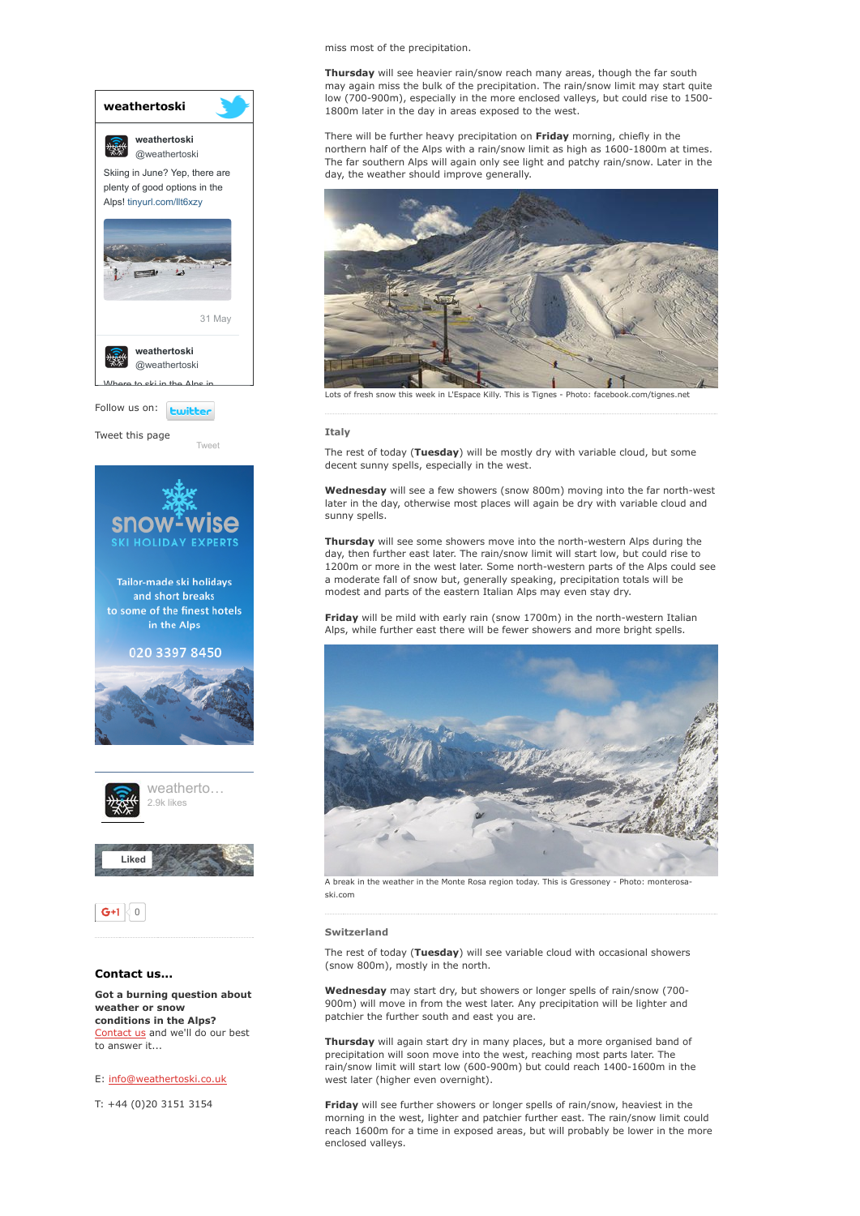miss most of the precipitation.

**Thursday** will see heavier rain/snow reach many areas, though the far south may again miss the bulk of the precipitation. The rain/snow limit may start quite low (700-900m), especially in the more enclosed valleys, but could rise to 1500-1800m later in the day in areas exposed to the west.

There will be further heavy precipitation on **Friday** morning, chiefly in the northern half of the Alps with a rain/snow limit as high as 1600-1800m at times. The far southern Alps will again only see light and patchy rain/snow. Later in the day, the weather should improve generally.

Lots of fresh snow this week in L'Espace Killy. This is Tignes - Photo: facebook.com/tignes.net

### Italy

The rest of today (**Tuesday**) will be mostly dry with variable cloud, but some decent sunny spells, especially in the west.

**Wednesday** will see a few showers (snow 800m) moving into the far north-west later in the day, otherwise most places will again be dry with variable cloud and sunny spells.

**Thursday** will see some showers move into the north-western Alps during the day, then further east later. The rain/snow limit will start low, but could rise to 1200m or more in the west later. Some north-western parts of the Alps could see a moderate fall of snow but, generally speaking, precipitation totals will be modest and parts of the eastern Italian Alps may even stay dry.

**Friday** will be mild with early rain (snow 1700m) in the north-western Italian Alps, while further east there will be fewer showers and more bright spells.

A break in the weather in the Monte Rosa region today. This is Gressoney - Photo: monterosa-ski.com

### Switzerland

The rest of today (**Tuesday**) will see variable cloud with occasional showers (snow 800m), mostly in the north.

**Wednesday** may start dry, but showers or longer spells of rain/snow (700-900m) will move in from the west later. Any precipitation will be lighter and patchier the further south and east you are.

**Thursday** will again start dry in many places, but a more organised band of precipitation will soon move into the west, reaching most parts later. The rain/snow limit will start low (600-900m) but could reach 1400-1600m in the west later (higher even overnight).

**Friday** will see further showers or longer spells of rain/snow, heaviest in the morning in the west, lighter and patchier further east. The rain/snow limit could reach 1600m for a time in exposed areas, but will probably be lower in the more enclosed valleys.

**weathertoski**

weathertoski @weathertoski

Skiing in June? Yep, there are plenty of good options in the Alps! tinyurl.com/llt6xzy

31 May

weathertoski @weathertoski

Where to ski in the Alps in

Follow us on: twitter

Tweet this page

Tweet

snow-wise
SKI HOLIDAY EXPERTS

Tailor-made ski holidays and short breaks to some of the finest hotels in the Alps

020 3397 8450

weatherto…
2.9k likes

Liked

G+1 0

### Contact us...

**Got a burning question about weather or snow conditions in the Alps?** Contact us and we'll do our best to answer it...

E: info@weathertoski.co.uk

T: +44 (0)20 3151 3154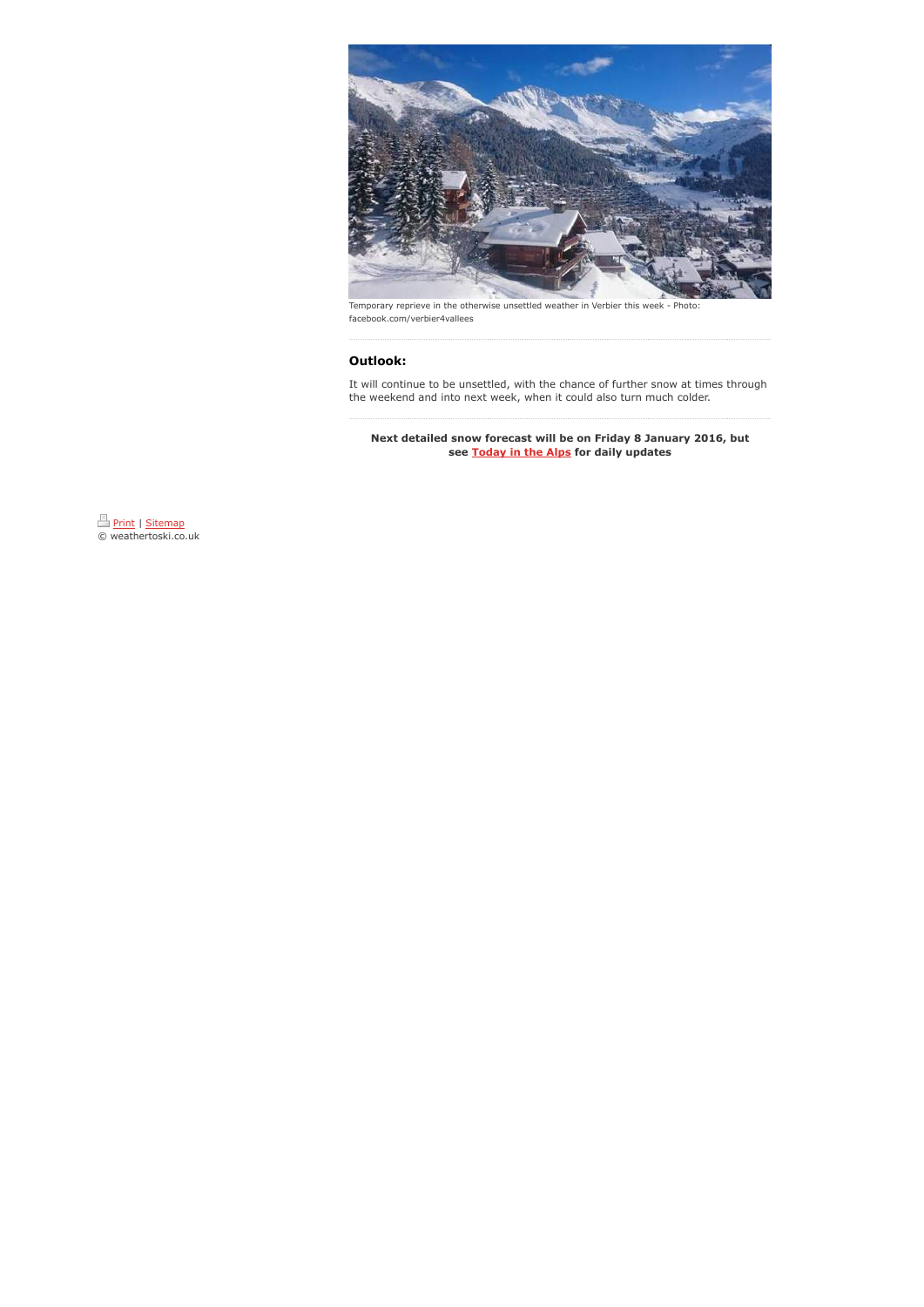Temporary reprieve in the otherwise unsettled weather in Verbier this week - Photo: facebook.com/verbier4vallees

### Outlook:

It will continue to be unsettled, with the chance of further snow at times through the weekend and into next week, when it could also turn much colder.

**Next detailed snow forecast will be on Friday 8 January 2016, but see Today in the Alps for daily updates**

Print | Sitemap
© weathertoski.co.uk